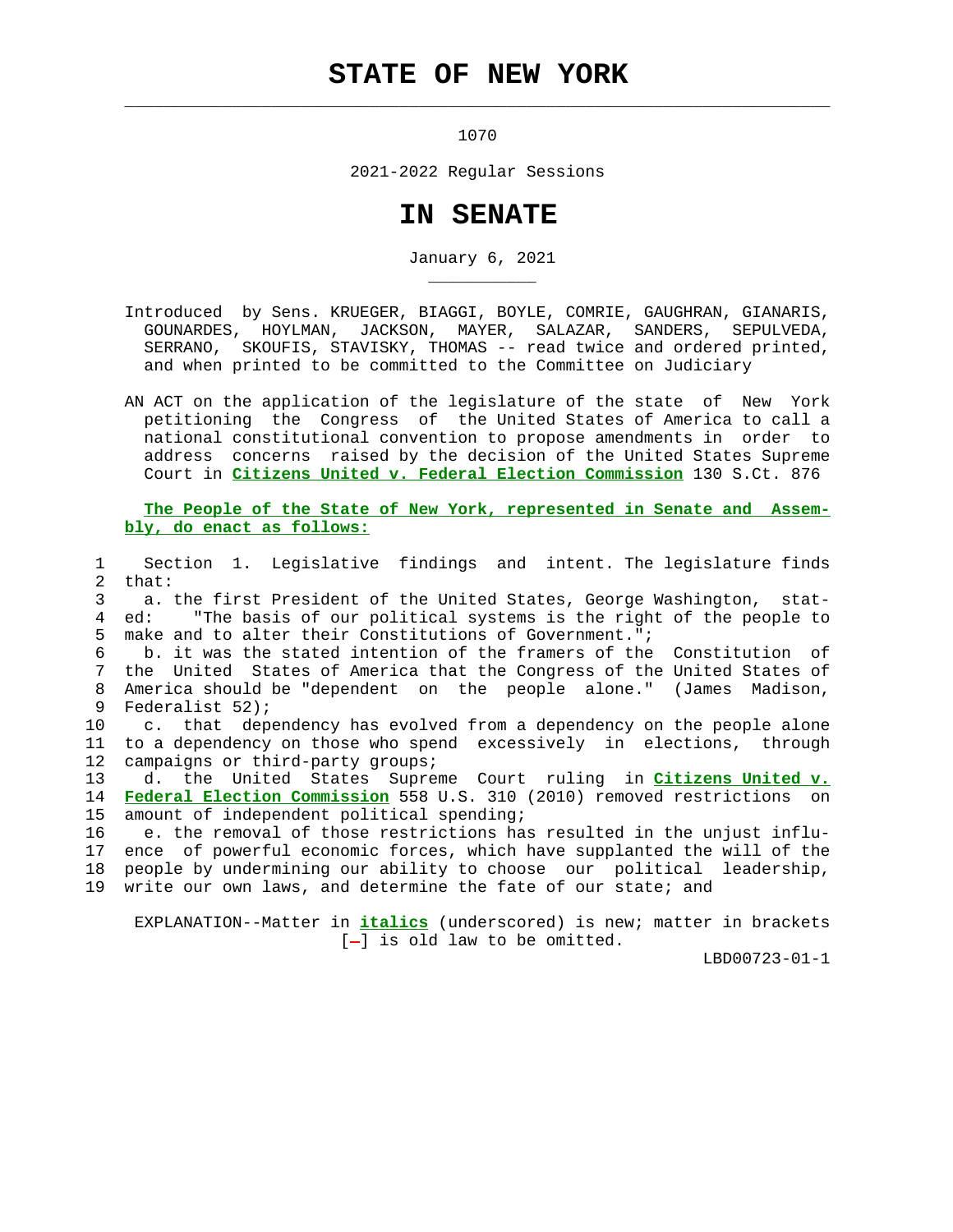# STATE OF NEW YORK

1070

2021-2022 Regular Sessions

# IN SENATE

January 6, 2021

Introduced by Sens. KRUEGER, BIAGGI, BOYLE, COMRIE, GAUGHRAN, GIANARIS, GOUNARDES, HOYLMAN, JACKSON, MAYER, SALAZAR, SANDERS, SEPULVEDA, SERRANO, SKOUFIS, STAVISKY, THOMAS -- read twice and ordered printed, and when printed to be committed to the Committee on Judiciary

AN ACT on the application of the legislature of the state of New York petitioning the Congress of the United States of America to call a national constitutional convention to propose amendments in order to address concerns raised by the decision of the United States Supreme Court in ***Citizens United v. Federal Election Commission*** 130 S.Ct. 876

***The People of the State of New York, represented in Senate and Assembly, do enact as follows:***

1 Section 1. Legislative findings and intent. The legislature finds
2 that:
3 a. the first President of the United States, George Washington, stat-
4 ed: "The basis of our political systems is the right of the people to
5 make and to alter their Constitutions of Government.";
6 b. it was the stated intention of the framers of the Constitution of
7 the United States of America that the Congress of the United States of
8 America should be "dependent on the people alone." (James Madison,
9 Federalist 52);
10 c. that dependency has evolved from a dependency on the people alone
11 to a dependency on those who spend excessively in elections, through
12 campaigns or third-party groups;
13 d. the United States Supreme Court ruling in ***Citizens United v.***
14 ***Federal Election Commission*** 558 U.S. 310 (2010) removed restrictions on
15 amount of independent political spending;
16 e. the removal of those restrictions has resulted in the unjust influ-
17 ence of powerful economic forces, which have supplanted the will of the
18 people by undermining our ability to choose our political leadership,
19 write our own laws, and determine the fate of our state; and

EXPLANATION--Matter in ***italics*** (underscored) is new; matter in brackets [-] is old law to be omitted.

LBD00723-01-1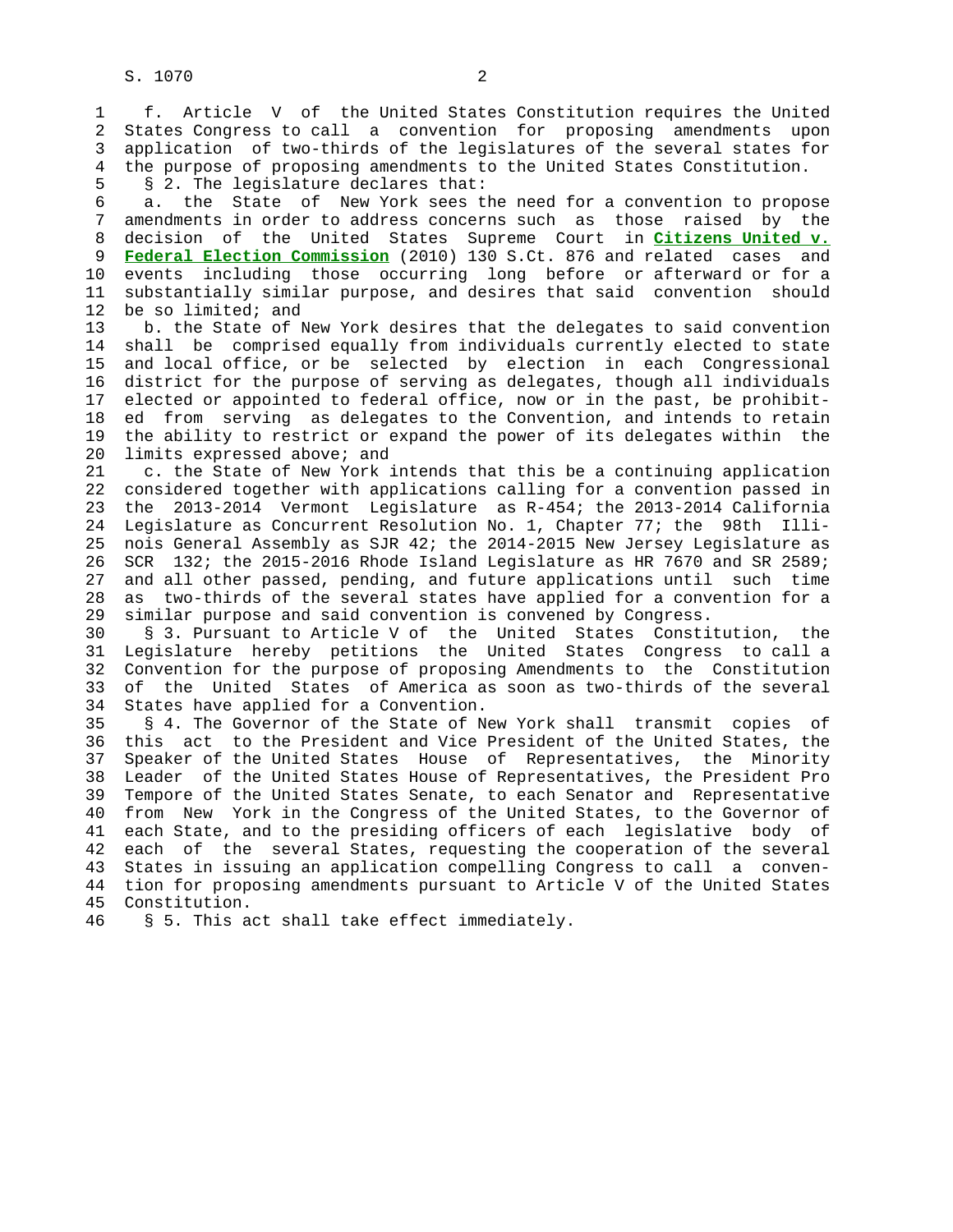f. Article V of the United States Constitution requires the United States Congress to call a convention for proposing amendments upon application of two-thirds of the legislatures of the several states for the purpose of proposing amendments to the United States Constitution.

§ 2. The legislature declares that:

a. the State of New York sees the need for a convention to propose amendments in order to address concerns such as those raised by the decision of the United States Supreme Court in **Citizens United v. Federal Election Commission** (2010) 130 S.Ct. 876 and related cases and events including those occurring long before or afterward or for a substantially similar purpose, and desires that said convention should be so limited; and

b. the State of New York desires that the delegates to said convention shall be comprised equally from individuals currently elected to state and local office, or be selected by election in each Congressional district for the purpose of serving as delegates, though all individuals elected or appointed to federal office, now or in the past, be prohibited from serving as delegates to the Convention, and intends to retain the ability to restrict or expand the power of its delegates within the limits expressed above; and

c. the State of New York intends that this be a continuing application considered together with applications calling for a convention passed in the 2013-2014 Vermont Legislature as R-454; the 2013-2014 California Legislature as Concurrent Resolution No. 1, Chapter 77; the 98th Illinois General Assembly as SJR 42; the 2014-2015 New Jersey Legislature as SCR 132; the 2015-2016 Rhode Island Legislature as HR 7670 and SR 2589; and all other passed, pending, and future applications until such time as two-thirds of the several states have applied for a convention for a similar purpose and said convention is convened by Congress.

§ 3. Pursuant to Article V of the United States Constitution, the Legislature hereby petitions the United States Congress to call a Convention for the purpose of proposing Amendments to the Constitution of the United States of America as soon as two-thirds of the several States have applied for a Convention.

§ 4. The Governor of the State of New York shall transmit copies of this act to the President and Vice President of the United States, the Speaker of the United States House of Representatives, the Minority Leader of the United States House of Representatives, the President Pro Tempore of the United States Senate, to each Senator and Representative from New York in the Congress of the United States, to the Governor of each State, and to the presiding officers of each legislative body of each of the several States, requesting the cooperation of the several States in issuing an application compelling Congress to call a convention for proposing amendments pursuant to Article V of the United States Constitution.

§ 5. This act shall take effect immediately.